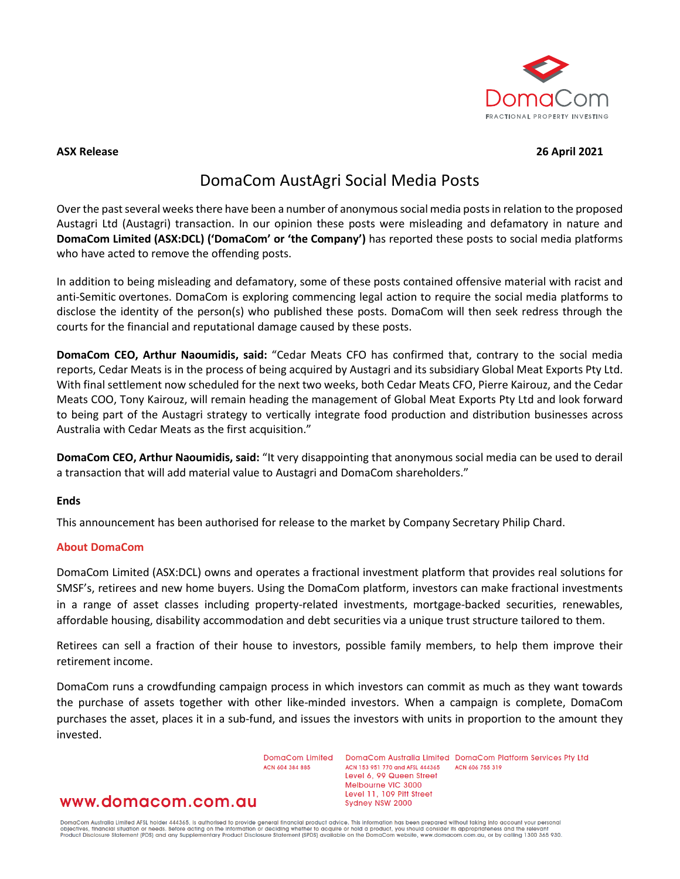**ASX Release** **26 April 2021**

# DomaCom AustAgri Social Media Posts

Over the past several weeks there have been a number of anonymous social media posts in relation to the proposed Austagri Ltd (Austagri) transaction. In our opinion these posts were misleading and defamatory in nature and **DomaCom Limited (ASX:DCL) ('DomaCom' or 'the Company')** has reported these posts to social media platforms who have acted to remove the offending posts.

In addition to being misleading and defamatory, some of these posts contained offensive material with racist and anti-Semitic overtones. DomaCom is exploring commencing legal action to require the social media platforms to disclose the identity of the person(s) who published these posts. DomaCom will then seek redress through the courts for the financial and reputational damage caused by these posts.

**DomaCom CEO, Arthur Naoumidis, said:** "Cedar Meats CFO has confirmed that, contrary to the social media reports, Cedar Meats is in the process of being acquired by Austagri and its subsidiary Global Meat Exports Pty Ltd. With final settlement now scheduled for the next two weeks, both Cedar Meats CFO, Pierre Kairouz, and the Cedar Meats COO, Tony Kairouz, will remain heading the management of Global Meat Exports Pty Ltd and look forward to being part of the Austagri strategy to vertically integrate food production and distribution businesses across Australia with Cedar Meats as the first acquisition."

**DomaCom CEO, Arthur Naoumidis, said:** "It very disappointing that anonymous social media can be used to derail a transaction that will add material value to Austagri and DomaCom shareholders."

**Ends**

This announcement has been authorised for release to the market by Company Secretary Philip Chard.

## About DomaCom

DomaCom Limited (ASX:DCL) owns and operates a fractional investment platform that provides real solutions for SMSF's, retirees and new home buyers. Using the DomaCom platform, investors can make fractional investments in a range of asset classes including property-related investments, mortgage-backed securities, renewables, affordable housing, disability accommodation and debt securities via a unique trust structure tailored to them.

Retirees can sell a fraction of their house to investors, possible family members, to help them improve their retirement income.

DomaCom runs a crowdfunding campaign process in which investors can commit as much as they want towards the purchase of assets together with other like-minded investors. When a campaign is complete, DomaCom purchases the asset, places it in a sub-fund, and issues the investors with units in proportion to the amount they invested.

DomaCom Limited
ACN 604 384 885

DomaCom Australia Limited
ACN 153 951 770 and AFSL 444365
Level 6, 99 Queen Street
Melbourne VIC 3000
Level 11, 109 Pitt Street
Sydney NSW 2000

DomaCom Platform Services Pty Ltd
ACN 606 755 319

www.domacom.com.au

DomaCom Australia Limited AFSL holder 444365, is authorised to provide general financial product advice. This information has been prepared without taking into account your personal objectives, financial situation or needs. Before acting on the information or deciding whether to acquire or hold a product, you should consider its appropriateness and the relevant Product Disclosure Statement (PDS) and any Supplementary Product Disclosure Statement (SPDS) available on the DomaCom website, www.domacom.com.au, or by calling 1300 365 930.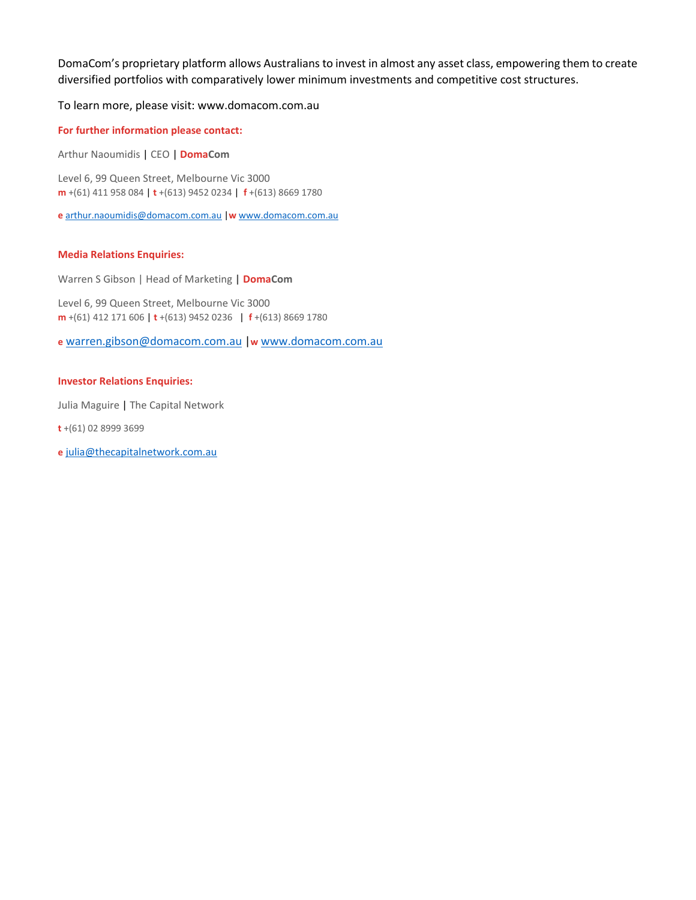DomaCom's proprietary platform allows Australians to invest in almost any asset class, empowering them to create diversified portfolios with comparatively lower minimum investments and competitive cost structures.

To learn more, please visit: www.domacom.com.au

**For further information please contact:**

Arthur Naoumidis | CEO | **DomaCom**

Level 6, 99 Queen Street, Melbourne Vic 3000
**m** +(61) 411 958 084 | **t** +(613) 9452 0234 | **f** +(613) 8669 1780

**e** arthur.naoumidis@domacom.com.au |**w** www.domacom.com.au

**Media Relations Enquiries:**

Warren S Gibson | Head of Marketing | **DomaCom**

Level 6, 99 Queen Street, Melbourne Vic 3000
**m** +(61) 412 171 606 | **t** +(613) 9452 0236 | **f** +(613) 8669 1780

**e** warren.gibson@domacom.com.au |**w** www.domacom.com.au

**Investor Relations Enquiries:**

Julia Maguire | The Capital Network

**t** +(61) 02 8999 3699

**e** julia@thecapitalnetwork.com.au